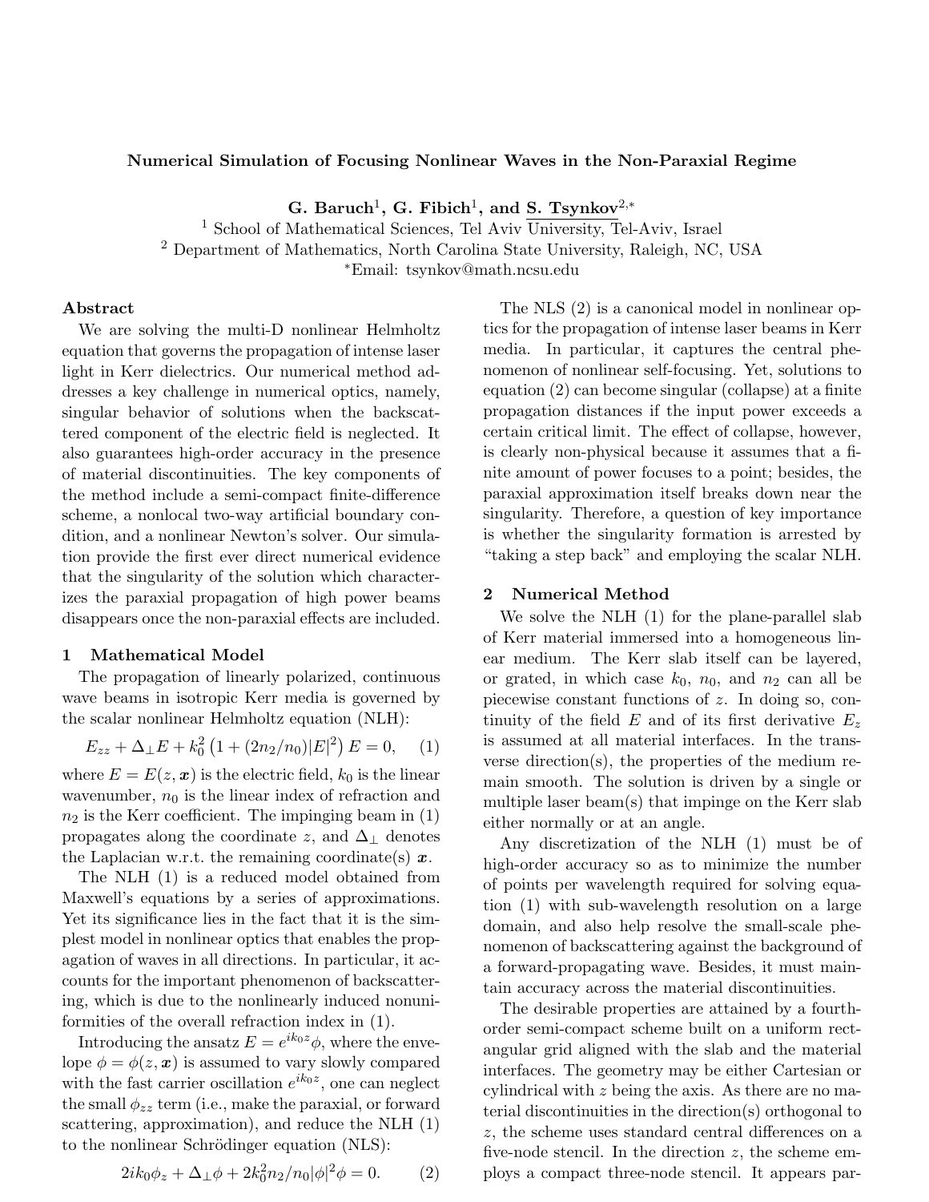# Numerical Simulation of Focusing Nonlinear Waves in the Non-Paraxial Regime

**G. Baruch[1], G. Fibich[1], and S. Tsynkov[2,*]**

[1] School of Mathematical Sciences, Tel Aviv University, Tel-Aviv, Israel
[2] Department of Mathematics, North Carolina State University, Raleigh, NC, USA
[*]Email: tsynkov@math.ncsu.edu

## Abstract

We are solving the multi-D nonlinear Helmholtz equation that governs the propagation of intense laser light in Kerr dielectrics. Our numerical method addresses a key challenge in numerical optics, namely, singular behavior of solutions when the backscattered component of the electric field is neglected. It also guarantees high-order accuracy in the presence of material discontinuities. The key components of the method include a semi-compact finite-difference scheme, a nonlocal two-way artificial boundary condition, and a nonlinear Newton's solver. Our simulation provide the first ever direct numerical evidence that the singularity of the solution which characterizes the paraxial propagation of high power beams disappears once the non-paraxial effects are included.

## 1 Mathematical Model

The propagation of linearly polarized, continuous wave beams in isotropic Kerr media is governed by the scalar nonlinear Helmholtz equation (NLH):

$$E_{zz} + \Delta_{\perp} E + k_0^2 \left(1 + (2n_2/n_0)|E|^2\right) E = 0, \quad (1)$$

where $E = E(z, \boldsymbol{x})$ is the electric field, $k_0$ is the linear wavenumber, $n_0$ is the linear index of refraction and $n_2$ is the Kerr coefficient. The impinging beam in (1) propagates along the coordinate $z$, and $\Delta_{\perp}$ denotes the Laplacian w.r.t. the remaining coordinate(s) $\boldsymbol{x}$.

The NLH (1) is a reduced model obtained from Maxwell's equations by a series of approximations. Yet its significance lies in the fact that it is the simplest model in nonlinear optics that enables the propagation of waves in all directions. In particular, it accounts for the important phenomenon of backscattering, which is due to the nonlinearly induced nonuniformities of the overall refraction index in (1).

Introducing the ansatz $E = e^{ik_0 z}\phi$, where the envelope $\phi = \phi(z, \boldsymbol{x})$ is assumed to vary slowly compared with the fast carrier oscillation $e^{ik_0 z}$, one can neglect the small $\phi_{zz}$ term (i.e., make the paraxial, or forward scattering, approximation), and reduce the NLH (1) to the nonlinear Schrödinger equation (NLS):

$$2ik_0\phi_z + \Delta_{\perp}\phi + 2k_0^2 n_2/n_0|\phi|^2\phi = 0. \quad (2)$$

The NLS (2) is a canonical model in nonlinear optics for the propagation of intense laser beams in Kerr media. In particular, it captures the central phenomenon of nonlinear self-focusing. Yet, solutions to equation (2) can become singular (collapse) at a finite propagation distances if the input power exceeds a certain critical limit. The effect of collapse, however, is clearly non-physical because it assumes that a finite amount of power focuses to a point; besides, the paraxial approximation itself breaks down near the singularity. Therefore, a question of key importance is whether the singularity formation is arrested by "taking a step back" and employing the scalar NLH.

## 2 Numerical Method

We solve the NLH (1) for the plane-parallel slab of Kerr material immersed into a homogeneous linear medium. The Kerr slab itself can be layered, or grated, in which case $k_0$, $n_0$, and $n_2$ can all be piecewise constant functions of $z$. In doing so, continuity of the field $E$ and of its first derivative $E_z$ is assumed at all material interfaces. In the transverse direction(s), the properties of the medium remain smooth. The solution is driven by a single or multiple laser beam(s) that impinge on the Kerr slab either normally or at an angle.

Any discretization of the NLH (1) must be of high-order accuracy so as to minimize the number of points per wavelength required for solving equation (1) with sub-wavelength resolution on a large domain, and also help resolve the small-scale phenomenon of backscattering against the background of a forward-propagating wave. Besides, it must maintain accuracy across the material discontinuities.

The desirable properties are attained by a fourth-order semi-compact scheme built on a uniform rectangular grid aligned with the slab and the material interfaces. The geometry may be either Cartesian or cylindrical with $z$ being the axis. As there are no material discontinuities in the direction(s) orthogonal to $z$, the scheme uses standard central differences on a five-node stencil. In the direction $z$, the scheme employs a compact three-node stencil. It appears par-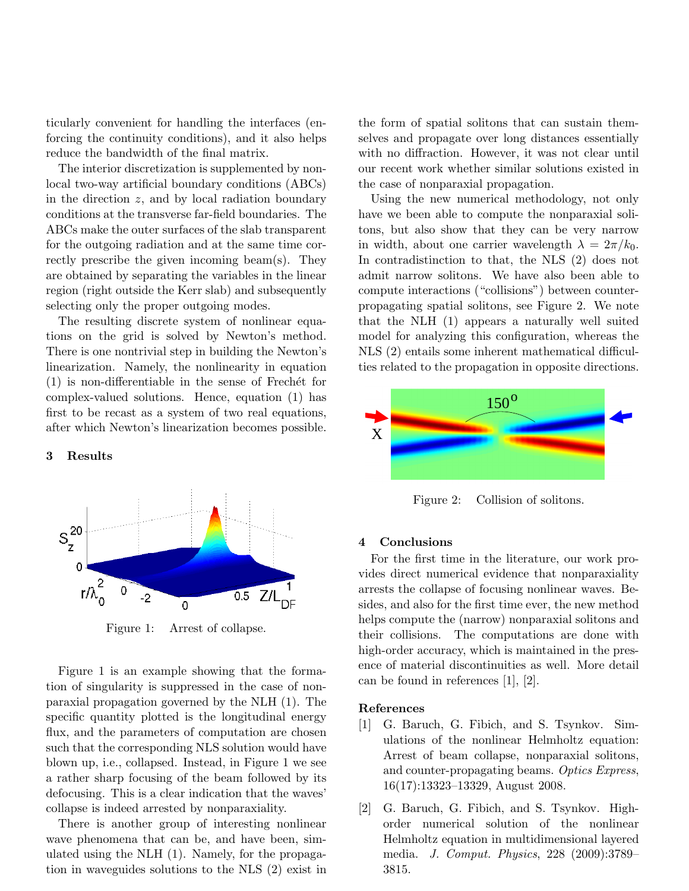ticularly convenient for handling the interfaces (enforcing the continuity conditions), and it also helps reduce the bandwidth of the final matrix.

The interior discretization is supplemented by nonlocal two-way artificial boundary conditions (ABCs) in the direction $z$, and by local radiation boundary conditions at the transverse far-field boundaries. The ABCs make the outer surfaces of the slab transparent for the outgoing radiation and at the same time correctly prescribe the given incoming beam(s). They are obtained by separating the variables in the linear region (right outside the Kerr slab) and subsequently selecting only the proper outgoing modes.

The resulting discrete system of nonlinear equations on the grid is solved by Newton's method. There is one nontrivial step in building the Newton's linearization. Namely, the nonlinearity in equation (1) is non-differentiable in the sense of Frechét for complex-valued solutions. Hence, equation (1) has first to be recast as a system of two real equations, after which Newton's linearization becomes possible.

## 3 Results

$S_z$

20

0

$r/\lambda_0^2$

0

-2

0

0.5

1

$Z/L_{DF}$

Figure 1: Arrest of collapse.

Figure 1 is an example showing that the formation of singularity is suppressed in the case of nonparaxial propagation governed by the NLH (1). The specific quantity plotted is the longitudinal energy flux, and the parameters of computation are chosen such that the corresponding NLS solution would have blown up, i.e., collapsed. Instead, in Figure 1 we see a rather sharp focusing of the beam followed by its defocusing. This is a clear indication that the waves' collapse is indeed arrested by nonparaxiality.

There is another group of interesting nonlinear wave phenomena that can be, and have been, simulated using the NLH (1). Namely, for the propagation in waveguides solutions to the NLS (2) exist in the form of spatial solitons that can sustain themselves and propagate over long distances essentially with no diffraction. However, it was not clear until our recent work whether similar solutions existed in the case of nonparaxial propagation.

Using the new numerical methodology, not only have we been able to compute the nonparaxial solitons, but also show that they can be very narrow in width, about one carrier wavelength $\lambda = 2\pi/k_0$. In contradistinction to that, the NLS (2) does not admit narrow solitons. We have also been able to compute interactions ("collisions") between counterpropagating spatial solitons, see Figure 2. We note that the NLH (1) appears a naturally well suited model for analyzing this configuration, whereas the NLS (2) entails some inherent mathematical difficulties related to the propagation in opposite directions.

$150^o$

X

Figure 2: Collision of solitons.

## 4 Conclusions

For the first time in the literature, our work provides direct numerical evidence that nonparaxiality arrests the collapse of focusing nonlinear waves. Besides, and also for the first time ever, the new method helps compute the (narrow) nonparaxial solitons and their collisions. The computations are done with high-order accuracy, which is maintained in the presence of material discontinuities as well. More detail can be found in references [1], [2].

## References

[1] G. Baruch, G. Fibich, and S. Tsynkov. Simulations of the nonlinear Helmholtz equation: Arrest of beam collapse, nonparaxial solitons, and counter-propagating beams. *Optics Express*, 16(17):13323–13329, August 2008.

[2] G. Baruch, G. Fibich, and S. Tsynkov. High-order numerical solution of the nonlinear Helmholtz equation in multidimensional layered media. *J. Comput. Physics*, 228 (2009):3789–3815.